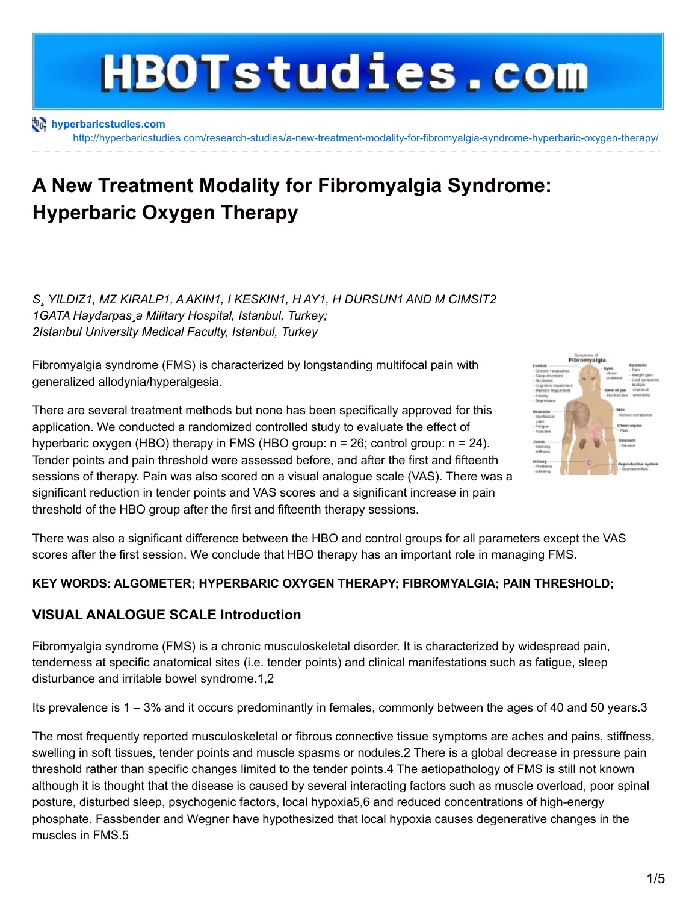# A New Treatment Modality for Fibromyalgia Syndrome: Hyperbaric Oxygen Therapy

*S¸ YILDIZ1, MZ KIRALP1, A AKIN1, I KESKIN1, H AY1, H DURSUN1 AND M CIMSIT2*
*1GATA Haydarpas¸a Military Hospital, Istanbul, Turkey;*
*2Istanbul University Medical Faculty, Istanbul, Turkey*

Fibromyalgia syndrome (FMS) is characterized by longstanding multifocal pain with generalized allodynia/hyperalgesia.

There are several treatment methods but none has been specifically approved for this application. We conducted a randomized controlled study to evaluate the effect of hyperbaric oxygen (HBO) therapy in FMS (HBO group: n = 26; control group: n = 24). Tender points and pain threshold were assessed before, and after the first and fifteenth sessions of therapy. Pain was also scored on a visual analogue scale (VAS). There was a significant reduction in tender points and VAS scores and a significant increase in pain threshold of the HBO group after the first and fifteenth therapy sessions.

There was also a significant difference between the HBO and control groups for all parameters except the VAS scores after the first session. We conclude that HBO therapy has an important role in managing FMS.

**KEY WORDS: ALGOMETER; HYPERBARIC OXYGEN THERAPY; FIBROMYALGIA; PAIN THRESHOLD;**

## VISUAL ANALOGUE SCALE Introduction

Fibromyalgia syndrome (FMS) is a chronic musculoskeletal disorder. It is characterized by widespread pain, tenderness at specific anatomical sites (i.e. tender points) and clinical manifestations such as fatigue, sleep disturbance and irritable bowel syndrome.[1,2]

Its prevalence is 1 – 3% and it occurs predominantly in females, commonly between the ages of 40 and 50 years.[3]

The most frequently reported musculoskeletal or fibrous connective tissue symptoms are aches and pains, stiffness, swelling in soft tissues, tender points and muscle spasms or nodules.[2] There is a global decrease in pressure pain threshold rather than specific changes limited to the tender points.[4] The aetiopathology of FMS is still not known although it is thought that the disease is caused by several interacting factors such as muscle overload, poor spinal posture, disturbed sleep, psychogenic factors, local hypoxia[5,6] and reduced concentrations of high-energy phosphate. Fassbender and Wegner have hypothesized that local hypoxia causes degenerative changes in the muscles in FMS.[5]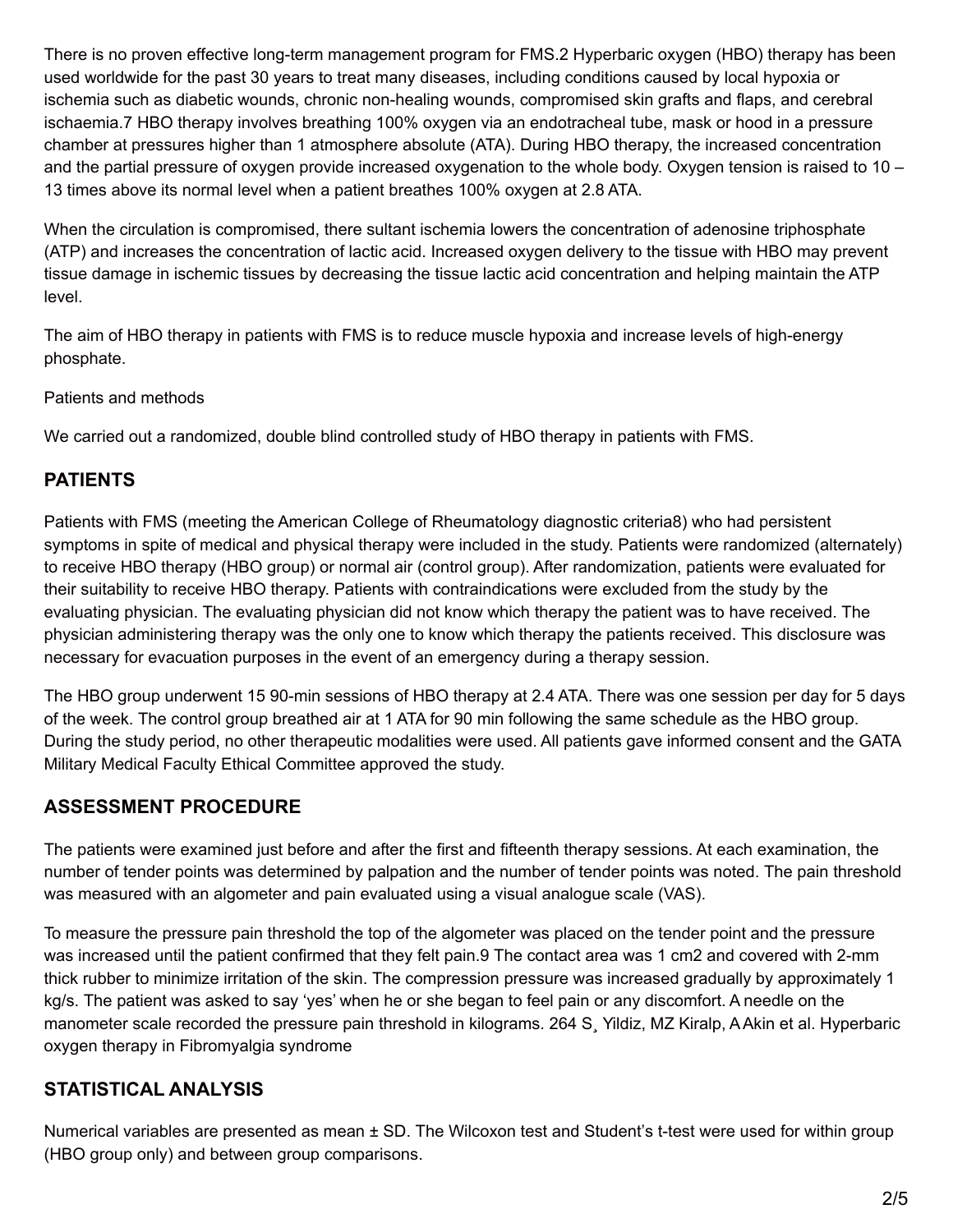There is no proven effective long-term management program for FMS.[2] Hyperbaric oxygen (HBO) therapy has been used worldwide for the past 30 years to treat many diseases, including conditions caused by local hypoxia or ischemia such as diabetic wounds, chronic non-healing wounds, compromised skin grafts and flaps, and cerebral ischaemia.[7] HBO therapy involves breathing 100% oxygen via an endotracheal tube, mask or hood in a pressure chamber at pressures higher than 1 atmosphere absolute (ATA). During HBO therapy, the increased concentration and the partial pressure of oxygen provide increased oxygenation to the whole body. Oxygen tension is raised to 10 – 13 times above its normal level when a patient breathes 100% oxygen at 2.8 ATA.

When the circulation is compromised, there sultant ischemia lowers the concentration of adenosine triphosphate (ATP) and increases the concentration of lactic acid. Increased oxygen delivery to the tissue with HBO may prevent tissue damage in ischemic tissues by decreasing the tissue lactic acid concentration and helping maintain the ATP level.

The aim of HBO therapy in patients with FMS is to reduce muscle hypoxia and increase levels of high-energy phosphate.

Patients and methods

We carried out a randomized, double blind controlled study of HBO therapy in patients with FMS.

## PATIENTS

Patients with FMS (meeting the American College of Rheumatology diagnostic criteria[8]) who had persistent symptoms in spite of medical and physical therapy were included in the study. Patients were randomized (alternately) to receive HBO therapy (HBO group) or normal air (control group). After randomization, patients were evaluated for their suitability to receive HBO therapy. Patients with contraindications were excluded from the study by the evaluating physician. The evaluating physician did not know which therapy the patient was to have received. The physician administering therapy was the only one to know which therapy the patients received. This disclosure was necessary for evacuation purposes in the event of an emergency during a therapy session.

The HBO group underwent 15 90-min sessions of HBO therapy at 2.4 ATA. There was one session per day for 5 days of the week. The control group breathed air at 1 ATA for 90 min following the same schedule as the HBO group. During the study period, no other therapeutic modalities were used. All patients gave informed consent and the GATA Military Medical Faculty Ethical Committee approved the study.

## ASSESSMENT PROCEDURE

The patients were examined just before and after the first and fifteenth therapy sessions. At each examination, the number of tender points was determined by palpation and the number of tender points was noted. The pain threshold was measured with an algometer and pain evaluated using a visual analogue scale (VAS).

To measure the pressure pain threshold the top of the algometer was placed on the tender point and the pressure was increased until the patient confirmed that they felt pain.[9] The contact area was 1 $cm^2$ and covered with 2-mm thick rubber to minimize irritation of the skin. The compression pressure was increased gradually by approximately 1 kg/s. The patient was asked to say 'yes' when he or she began to feel pain or any discomfort. A needle on the manometer scale recorded the pressure pain threshold in kilograms.

## STATISTICAL ANALYSIS

Numerical variables are presented as mean ± SD. The Wilcoxon test and Student's t-test were used for within group (HBO group only) and between group comparisons.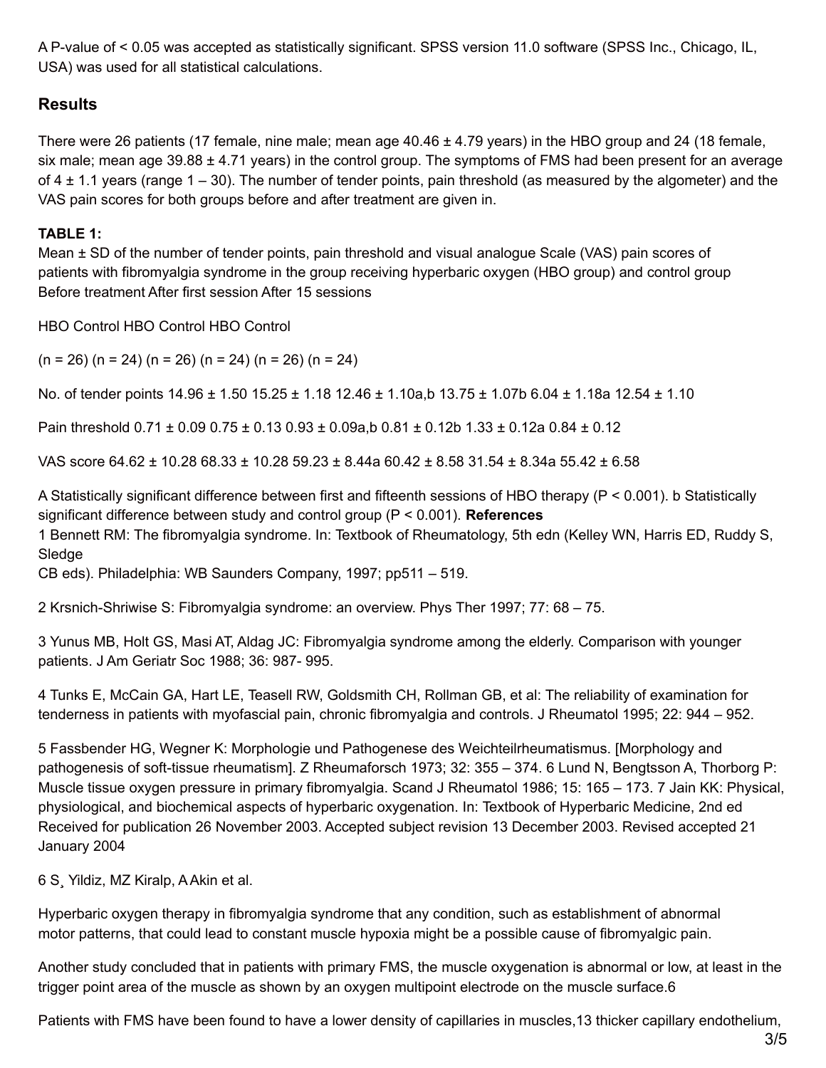A P-value of < 0.05 was accepted as statistically significant. SPSS version 11.0 software (SPSS Inc., Chicago, IL, USA) was used for all statistical calculations.

## Results

There were 26 patients (17 female, nine male; mean age 40.46 ± 4.79 years) in the HBO group and 24 (18 female, six male; mean age 39.88 ± 4.71 years) in the control group. The symptoms of FMS had been present for an average of 4 ± 1.1 years (range 1 – 30). The number of tender points, pain threshold (as measured by the algometer) and the VAS pain scores for both groups before and after treatment are given in.

**TABLE 1:**
Mean ± SD of the number of tender points, pain threshold and visual analogue Scale (VAS) pain scores of patients with fibromyalgia syndrome in the group receiving hyperbaric oxygen (HBO group) and control group

| | Before treatment | | After first session | | After 15 sessions | |
|---|---|---|---|---|---|---|
| | HBO | Control | HBO | Control | HBO | Control |
| | (n = 26) | (n = 24) | (n = 26) | (n = 24) | (n = 26) | (n = 24) |
| No. of tender points | 14.96 ± 1.50 | 15.25 ± 1.18 | 12.46 ± 1.10a,b | 13.75 ± 1.07b | 6.04 ± 1.18a | 12.54 ± 1.10 |
| Pain threshold | 0.71 ± 0.09 | 0.75 ± 0.13 | 0.93 ± 0.09a,b | 0.81 ± 0.12b | 1.33 ± 0.12a | 0.84 ± 0.12 |
| VAS score | 64.62 ± 10.28 | 68.33 ± 10.28 | 59.23 ± 8.44a | 60.42 ± 8.58 | 31.54 ± 8.34a | 55.42 ± 6.58 |

A Statistically significant difference between first and fifteenth sessions of HBO therapy (P < 0.001). b Statistically significant difference between study and control group (P < 0.001).

**References**

1 Bennett RM: The fibromyalgia syndrome. In: Textbook of Rheumatology, 5th edn (Kelley WN, Harris ED, Ruddy S, Sledge CB eds). Philadelphia: WB Saunders Company, 1997; pp511 – 519.

2 Krsnich-Shriwise S: Fibromyalgia syndrome: an overview. Phys Ther 1997; 77: 68 – 75.

3 Yunus MB, Holt GS, Masi AT, Aldag JC: Fibromyalgia syndrome among the elderly. Comparison with younger patients. J Am Geriatr Soc 1988; 36: 987- 995.

4 Tunks E, McCain GA, Hart LE, Teasell RW, Goldsmith CH, Rollman GB, et al: The reliability of examination for tenderness in patients with myofascial pain, chronic fibromyalgia and controls. J Rheumatol 1995; 22: 944 – 952.

5 Fassbender HG, Wegner K: Morphologie und Pathogenese des Weichteilrheumatismus. [Morphology and pathogenesis of soft-tissue rheumatism]. Z Rheumaforsch 1973; 32: 355 – 374.

6 Lund N, Bengtsson A, Thorborg P: Muscle tissue oxygen pressure in primary fibromyalgia. Scand J Rheumatol 1986; 15: 165 – 173.

7 Jain KK: Physical, physiological, and biochemical aspects of hyperbaric oxygenation. In: Textbook of Hyperbaric Medicine, 2nd ed

Received for publication 26 November 2003. Accepted subject revision 13 December 2003. Revised accepted 21 January 2004

6 S¸ Yildiz, MZ Kiralp, A Akin et al.

Hyperbaric oxygen therapy in fibromyalgia syndrome that any condition, such as establishment of abnormal motor patterns, that could lead to constant muscle hypoxia might be a possible cause of fibromyalgic pain.

Another study concluded that in patients with primary FMS, the muscle oxygenation is abnormal or low, at least in the trigger point area of the muscle as shown by an oxygen multipoint electrode on the muscle surface.[6]

Patients with FMS have been found to have a lower density of capillaries in muscles,[13] thicker capillary endothelium,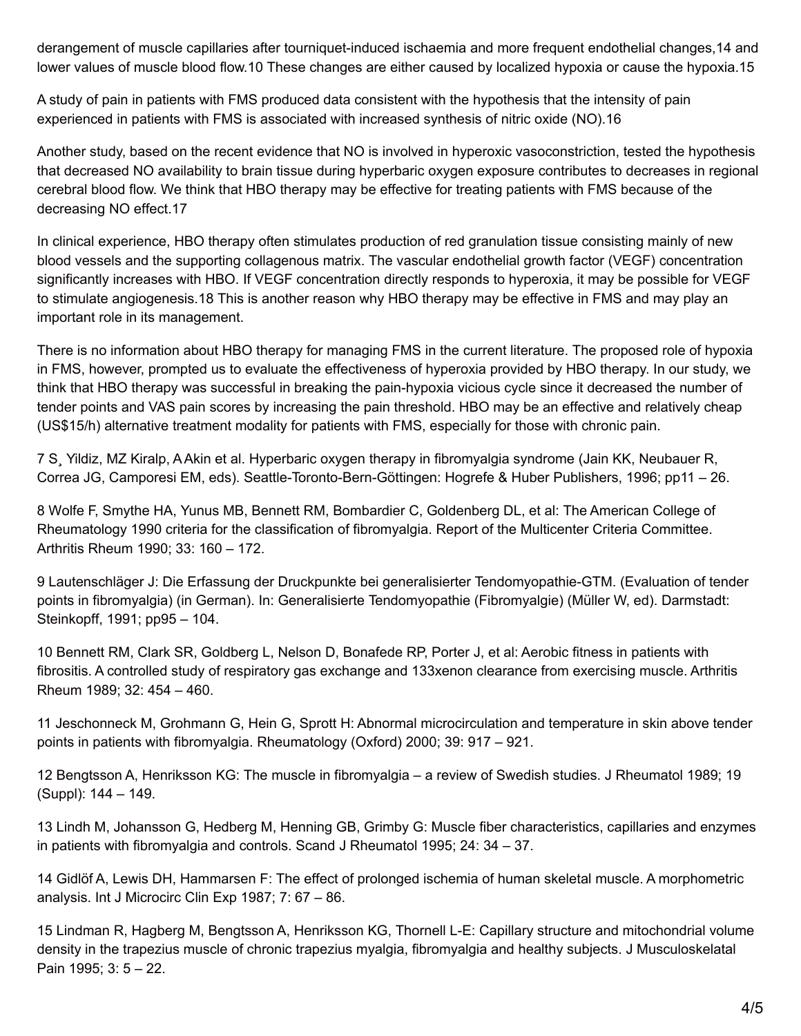derangement of muscle capillaries after tourniquet-induced ischaemia and more frequent endothelial changes,[14] and lower values of muscle blood flow.[10] These changes are either caused by localized hypoxia or cause the hypoxia.[15]

A study of pain in patients with FMS produced data consistent with the hypothesis that the intensity of pain experienced in patients with FMS is associated with increased synthesis of nitric oxide (NO).[16]

Another study, based on the recent evidence that NO is involved in hyperoxic vasoconstriction, tested the hypothesis that decreased NO availability to brain tissue during hyperbaric oxygen exposure contributes to decreases in regional cerebral blood flow. We think that HBO therapy may be effective for treating patients with FMS because of the decreasing NO effect.[17]

In clinical experience, HBO therapy often stimulates production of red granulation tissue consisting mainly of new blood vessels and the supporting collagenous matrix. The vascular endothelial growth factor (VEGF) concentration significantly increases with HBO. If VEGF concentration directly responds to hyperoxia, it may be possible for VEGF to stimulate angiogenesis.[18] This is another reason why HBO therapy may be effective in FMS and may play an important role in its management.

There is no information about HBO therapy for managing FMS in the current literature. The proposed role of hypoxia in FMS, however, prompted us to evaluate the effectiveness of hyperoxia provided by HBO therapy. In our study, we think that HBO therapy was successful in breaking the pain-hypoxia vicious cycle since it decreased the number of tender points and VAS pain scores by increasing the pain threshold. HBO may be an effective and relatively cheap (US$15/h) alternative treatment modality for patients with FMS, especially for those with chronic pain.

7 S¸ Yildiz, MZ Kiralp, A Akin et al. Hyperbaric oxygen therapy in fibromyalgia syndrome (Jain KK, Neubauer R, Correa JG, Camporesi EM, eds). Seattle-Toronto-Bern-Göttingen: Hogrefe & Huber Publishers, 1996; pp11 – 26.

8 Wolfe F, Smythe HA, Yunus MB, Bennett RM, Bombardier C, Goldenberg DL, et al: The American College of Rheumatology 1990 criteria for the classification of fibromyalgia. Report of the Multicenter Criteria Committee. Arthritis Rheum 1990; 33: 160 – 172.

9 Lautenschläger J: Die Erfassung der Druckpunkte bei generalisierter Tendomyopathie-GTM. (Evaluation of tender points in fibromyalgia) (in German). In: Generalisierte Tendomyopathie (Fibromyalgie) (Müller W, ed). Darmstadt: Steinkopff, 1991; pp95 – 104.

10 Bennett RM, Clark SR, Goldberg L, Nelson D, Bonafede RP, Porter J, et al: Aerobic fitness in patients with fibrositis. A controlled study of respiratory gas exchange and 133xenon clearance from exercising muscle. Arthritis Rheum 1989; 32: 454 – 460.

11 Jeschonneck M, Grohmann G, Hein G, Sprott H: Abnormal microcirculation and temperature in skin above tender points in patients with fibromyalgia. Rheumatology (Oxford) 2000; 39: 917 – 921.

12 Bengtsson A, Henriksson KG: The muscle in fibromyalgia – a review of Swedish studies. J Rheumatol 1989; 19 (Suppl): 144 – 149.

13 Lindh M, Johansson G, Hedberg M, Henning GB, Grimby G: Muscle fiber characteristics, capillaries and enzymes in patients with fibromyalgia and controls. Scand J Rheumatol 1995; 24: 34 – 37.

14 Gidlöf A, Lewis DH, Hammarsen F: The effect of prolonged ischemia of human skeletal muscle. A morphometric analysis. Int J Microcirc Clin Exp 1987; 7: 67 – 86.

15 Lindman R, Hagberg M, Bengtsson A, Henriksson KG, Thornell L-E: Capillary structure and mitochondrial volume density in the trapezius muscle of chronic trapezius myalgia, fibromyalgia and healthy subjects. J Musculoskelatal Pain 1995; 3: 5 – 22.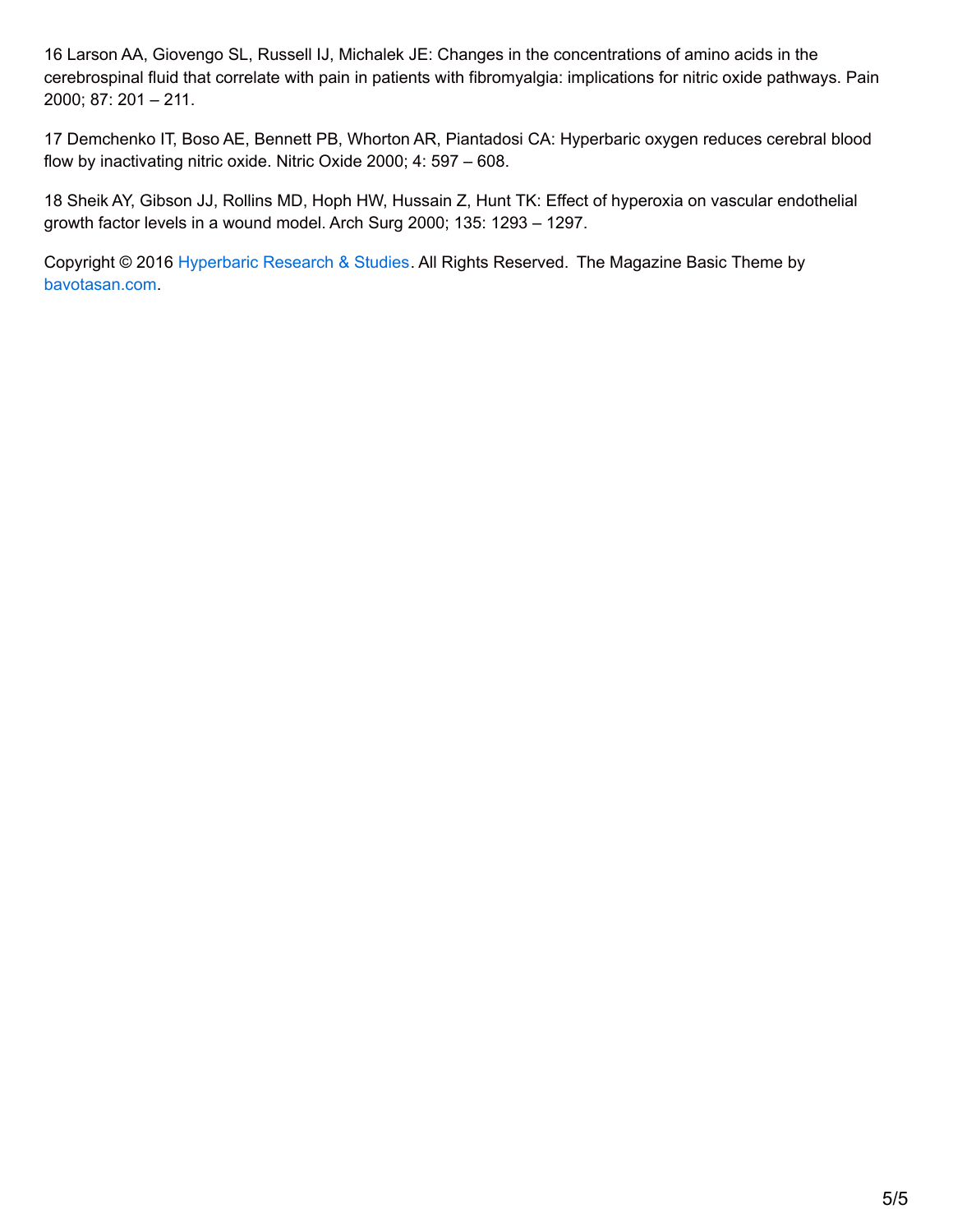16 Larson AA, Giovengo SL, Russell IJ, Michalek JE: Changes in the concentrations of amino acids in the cerebrospinal fluid that correlate with pain in patients with fibromyalgia: implications for nitric oxide pathways. Pain 2000; 87: 201 – 211.

17 Demchenko IT, Boso AE, Bennett PB, Whorton AR, Piantadosi CA: Hyperbaric oxygen reduces cerebral blood flow by inactivating nitric oxide. Nitric Oxide 2000; 4: 597 – 608.

18 Sheik AY, Gibson JJ, Rollins MD, Hoph HW, Hussain Z, Hunt TK: Effect of hyperoxia on vascular endothelial growth factor levels in a wound model. Arch Surg 2000; 135: 1293 – 1297.

Copyright © 2016 Hyperbaric Research & Studies. All Rights Reserved. The Magazine Basic Theme by bavotasan.com.